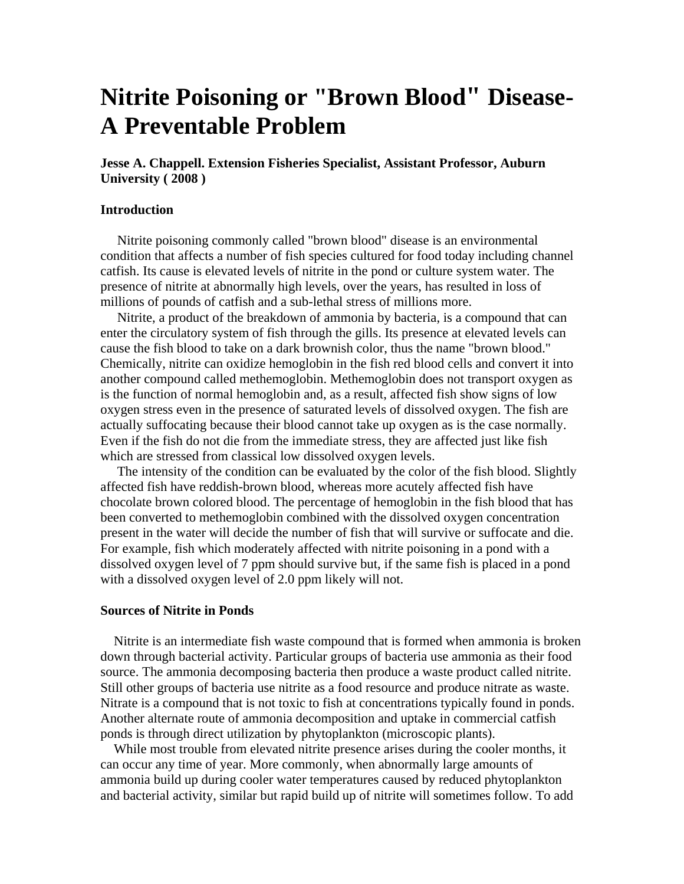# Nitrite Poisoning or "Brown Blood" Disease- A Preventable Problem

**Jesse A. Chappell. Extension Fisheries Specialist, Assistant Professor, Auburn University ( 2008 )**

### Introduction

Nitrite poisoning commonly called "brown blood" disease is an environmental condition that affects a number of fish species cultured for food today including channel catfish. Its cause is elevated levels of nitrite in the pond or culture system water. The presence of nitrite at abnormally high levels, over the years, has resulted in loss of millions of pounds of catfish and a sub-lethal stress of millions more.

Nitrite, a product of the breakdown of ammonia by bacteria, is a compound that can enter the circulatory system of fish through the gills. Its presence at elevated levels can cause the fish blood to take on a dark brownish color, thus the name "brown blood." Chemically, nitrite can oxidize hemoglobin in the fish red blood cells and convert it into another compound called methemoglobin. Methemoglobin does not transport oxygen as is the function of normal hemoglobin and, as a result, affected fish show signs of low oxygen stress even in the presence of saturated levels of dissolved oxygen. The fish are actually suffocating because their blood cannot take up oxygen as is the case normally. Even if the fish do not die from the immediate stress, they are affected just like fish which are stressed from classical low dissolved oxygen levels.

The intensity of the condition can be evaluated by the color of the fish blood. Slightly affected fish have reddish-brown blood, whereas more acutely affected fish have chocolate brown colored blood. The percentage of hemoglobin in the fish blood that has been converted to methemoglobin combined with the dissolved oxygen concentration present in the water will decide the number of fish that will survive or suffocate and die. For example, fish which moderately affected with nitrite poisoning in a pond with a dissolved oxygen level of 7 ppm should survive but, if the same fish is placed in a pond with a dissolved oxygen level of 2.0 ppm likely will not.

### Sources of Nitrite in Ponds

Nitrite is an intermediate fish waste compound that is formed when ammonia is broken down through bacterial activity. Particular groups of bacteria use ammonia as their food source. The ammonia decomposing bacteria then produce a waste product called nitrite. Still other groups of bacteria use nitrite as a food resource and produce nitrate as waste. Nitrate is a compound that is not toxic to fish at concentrations typically found in ponds. Another alternate route of ammonia decomposition and uptake in commercial catfish ponds is through direct utilization by phytoplankton (microscopic plants).

While most trouble from elevated nitrite presence arises during the cooler months, it can occur any time of year. More commonly, when abnormally large amounts of ammonia build up during cooler water temperatures caused by reduced phytoplankton and bacterial activity, similar but rapid build up of nitrite will sometimes follow. To add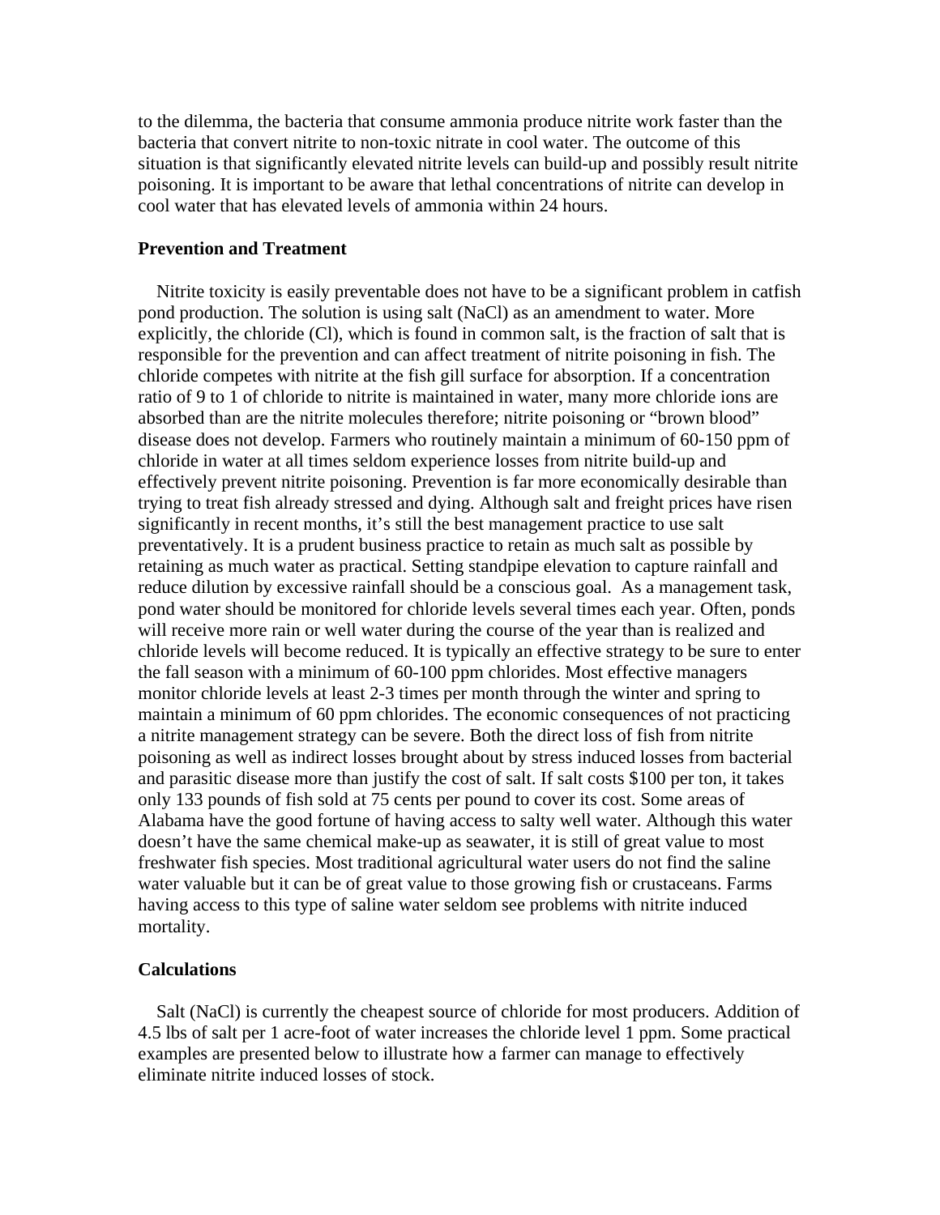to the dilemma, the bacteria that consume ammonia produce nitrite work faster than the bacteria that convert nitrite to non-toxic nitrate in cool water. The outcome of this situation is that significantly elevated nitrite levels can build-up and possibly result nitrite poisoning. It is important to be aware that lethal concentrations of nitrite can develop in cool water that has elevated levels of ammonia within 24 hours.

**Prevention and Treatment**

Nitrite toxicity is easily preventable does not have to be a significant problem in catfish pond production. The solution is using salt (NaCl) as an amendment to water. More explicitly, the chloride (Cl), which is found in common salt, is the fraction of salt that is responsible for the prevention and can affect treatment of nitrite poisoning in fish. The chloride competes with nitrite at the fish gill surface for absorption. If a concentration ratio of 9 to 1 of chloride to nitrite is maintained in water, many more chloride ions are absorbed than are the nitrite molecules therefore; nitrite poisoning or "brown blood" disease does not develop. Farmers who routinely maintain a minimum of 60-150 ppm of chloride in water at all times seldom experience losses from nitrite build-up and effectively prevent nitrite poisoning. Prevention is far more economically desirable than trying to treat fish already stressed and dying. Although salt and freight prices have risen significantly in recent months, it's still the best management practice to use salt preventatively. It is a prudent business practice to retain as much salt as possible by retaining as much water as practical. Setting standpipe elevation to capture rainfall and reduce dilution by excessive rainfall should be a conscious goal. As a management task, pond water should be monitored for chloride levels several times each year. Often, ponds will receive more rain or well water during the course of the year than is realized and chloride levels will become reduced. It is typically an effective strategy to be sure to enter the fall season with a minimum of 60-100 ppm chlorides. Most effective managers monitor chloride levels at least 2-3 times per month through the winter and spring to maintain a minimum of 60 ppm chlorides. The economic consequences of not practicing a nitrite management strategy can be severe. Both the direct loss of fish from nitrite poisoning as well as indirect losses brought about by stress induced losses from bacterial and parasitic disease more than justify the cost of salt. If salt costs $100 per ton, it takes only 133 pounds of fish sold at 75 cents per pound to cover its cost. Some areas of Alabama have the good fortune of having access to salty well water. Although this water doesn't have the same chemical make-up as seawater, it is still of great value to most freshwater fish species. Most traditional agricultural water users do not find the saline water valuable but it can be of great value to those growing fish or crustaceans. Farms having access to this type of saline water seldom see problems with nitrite induced mortality.

**Calculations**

Salt (NaCl) is currently the cheapest source of chloride for most producers. Addition of 4.5 lbs of salt per 1 acre-foot of water increases the chloride level 1 ppm. Some practical examples are presented below to illustrate how a farmer can manage to effectively eliminate nitrite induced losses of stock.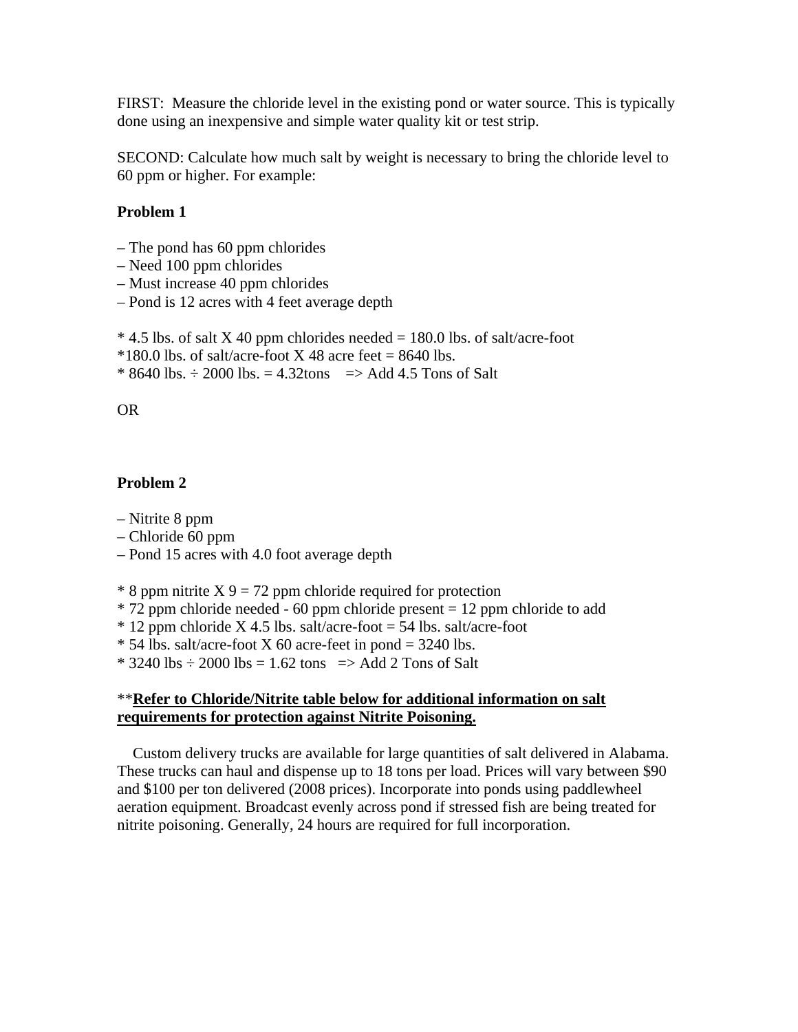FIRST: Measure the chloride level in the existing pond or water source. This is typically done using an inexpensive and simple water quality kit or test strip.

SECOND: Calculate how much salt by weight is necessary to bring the chloride level to 60 ppm or higher. For example:

**Problem 1**

– The pond has 60 ppm chlorides
– Need 100 ppm chlorides
– Must increase 40 ppm chlorides
– Pond is 12 acres with 4 feet average depth

* 4.5 lbs. of salt X 40 ppm chlorides needed = 180.0 lbs. of salt/acre-foot
*180.0 lbs. of salt/acre-foot X 48 acre feet = 8640 lbs.
* 8640 lbs. ÷ 2000 lbs. = 4.32tons => Add 4.5 Tons of Salt

OR

**Problem 2**

– Nitrite 8 ppm
– Chloride 60 ppm
– Pond 15 acres with 4.0 foot average depth

* 8 ppm nitrite X 9 = 72 ppm chloride required for protection
* 72 ppm chloride needed - 60 ppm chloride present = 12 ppm chloride to add
* 12 ppm chloride X 4.5 lbs. salt/acre-foot = 54 lbs. salt/acre-foot
* 54 lbs. salt/acre-foot X 60 acre-feet in pond = 3240 lbs.
* 3240 lbs ÷ 2000 lbs = 1.62 tons => Add 2 Tons of Salt

**<u>Refer to Chloride/Nitrite table below for additional information on salt requirements for protection against Nitrite Poisoning.</u>

Custom delivery trucks are available for large quantities of salt delivered in Alabama. These trucks can haul and dispense up to 18 tons per load. Prices will vary between $90 and $100 per ton delivered (2008 prices). Incorporate into ponds using paddlewheel aeration equipment. Broadcast evenly across pond if stressed fish are being treated for nitrite poisoning. Generally, 24 hours are required for full incorporation.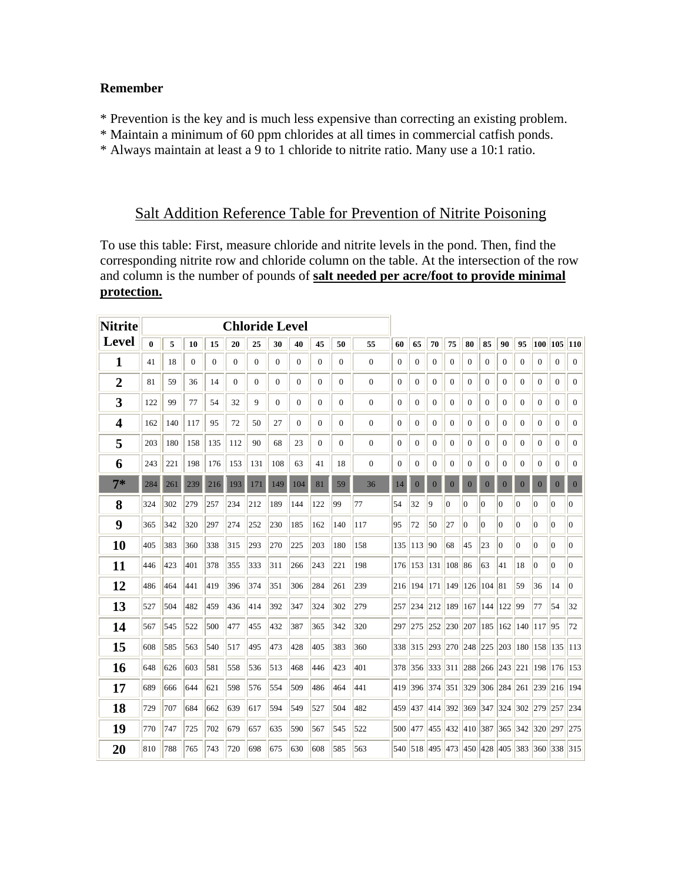**Remember**

* Prevention is the key and is much less expensive than correcting an existing problem.
* Maintain a minimum of 60 ppm chlorides at all times in commercial catfish ponds.
* Always maintain at least a 9 to 1 chloride to nitrite ratio. Many use a 10:1 ratio.

## Salt Addition Reference Table for Prevention of Nitrite Poisoning

To use this table: First, measure chloride and nitrite levels in the pond. Then, find the corresponding nitrite row and chloride column on the table. At the intersection of the row and column is the number of pounds of **salt needed per acre/foot to provide minimal protection.**

| Nitrite Level | Chloride Level | | | | | | | | | | | | | | | | | | | | | |
|---|---|---|---|---|---|---|---|---|---|---|---|---|---|---|---|---|---|---|---|---|---|---|
| | **0** | **5** | **10** | **15** | **20** | **25** | **30** | **40** | **45** | **50** | **55** | **60** | **65** | **70** | **75** | **80** | **85** | **90** | **95** | **100** | **105** | **110** |
| **1** | 41 | 18 | 0 | 0 | 0 | 0 | 0 | 0 | 0 | 0 | 0 | 0 | 0 | 0 | 0 | 0 | 0 | 0 | 0 | 0 | 0 | 0 |
| **2** | 81 | 59 | 36 | 14 | 0 | 0 | 0 | 0 | 0 | 0 | 0 | 0 | 0 | 0 | 0 | 0 | 0 | 0 | 0 | 0 | 0 | 0 |
| **3** | 122 | 99 | 77 | 54 | 32 | 9 | 0 | 0 | 0 | 0 | 0 | 0 | 0 | 0 | 0 | 0 | 0 | 0 | 0 | 0 | 0 | 0 |
| **4** | 162 | 140 | 117 | 95 | 72 | 50 | 27 | 0 | 0 | 0 | 0 | 0 | 0 | 0 | 0 | 0 | 0 | 0 | 0 | 0 | 0 | 0 |
| **5** | 203 | 180 | 158 | 135 | 112 | 90 | 68 | 23 | 0 | 0 | 0 | 0 | 0 | 0 | 0 | 0 | 0 | 0 | 0 | 0 | 0 | 0 |
| **6** | 243 | 221 | 198 | 176 | 153 | 131 | 108 | 63 | 41 | 18 | 0 | 0 | 0 | 0 | 0 | 0 | 0 | 0 | 0 | 0 | 0 | 0 |
| **7*** | 284 | 261 | 239 | 216 | 193 | 171 | 149 | 104 | 81 | 59 | 36 | 14 | 0 | 0 | 0 | 0 | 0 | 0 | 0 | 0 | 0 | 0 |
| **8** | 324 | 302 | 279 | 257 | 234 | 212 | 189 | 144 | 122 | 99 | 77 | 54 | 32 | 9 | 0 | 0 | 0 | 0 | 0 | 0 | 0 | 0 |
| **9** | 365 | 342 | 320 | 297 | 274 | 252 | 230 | 185 | 162 | 140 | 117 | 95 | 72 | 50 | 27 | 0 | 0 | 0 | 0 | 0 | 0 | 0 |
| **10** | 405 | 383 | 360 | 338 | 315 | 293 | 270 | 225 | 203 | 180 | 158 | 135 | 113 | 90 | 68 | 45 | 23 | 0 | 0 | 0 | 0 | 0 |
| **11** | 446 | 423 | 401 | 378 | 355 | 333 | 311 | 266 | 243 | 221 | 198 | 176 | 153 | 131 | 108 | 86 | 63 | 41 | 18 | 0 | 0 | 0 |
| **12** | 486 | 464 | 441 | 419 | 396 | 374 | 351 | 306 | 284 | 261 | 239 | 216 | 194 | 171 | 149 | 126 | 104 | 81 | 59 | 36 | 14 | 0 |
| **13** | 527 | 504 | 482 | 459 | 436 | 414 | 392 | 347 | 324 | 302 | 279 | 257 | 234 | 212 | 189 | 167 | 144 | 122 | 99 | 77 | 54 | 32 |
| **14** | 567 | 545 | 522 | 500 | 477 | 455 | 432 | 387 | 365 | 342 | 320 | 297 | 275 | 252 | 230 | 207 | 185 | 162 | 140 | 117 | 95 | 72 |
| **15** | 608 | 585 | 563 | 540 | 517 | 495 | 473 | 428 | 405 | 383 | 360 | 338 | 315 | 293 | 270 | 248 | 225 | 203 | 180 | 158 | 135 | 113 |
| **16** | 648 | 626 | 603 | 581 | 558 | 536 | 513 | 468 | 446 | 423 | 401 | 378 | 356 | 333 | 311 | 288 | 266 | 243 | 221 | 198 | 176 | 153 |
| **17** | 689 | 666 | 644 | 621 | 598 | 576 | 554 | 509 | 486 | 464 | 441 | 419 | 396 | 374 | 351 | 329 | 306 | 284 | 261 | 239 | 216 | 194 |
| **18** | 729 | 707 | 684 | 662 | 639 | 617 | 594 | 549 | 527 | 504 | 482 | 459 | 437 | 414 | 392 | 369 | 347 | 324 | 302 | 279 | 257 | 234 |
| **19** | 770 | 747 | 725 | 702 | 679 | 657 | 635 | 590 | 567 | 545 | 522 | 500 | 477 | 455 | 432 | 410 | 387 | 365 | 342 | 320 | 297 | 275 |
| **20** | 810 | 788 | 765 | 743 | 720 | 698 | 675 | 630 | 608 | 585 | 563 | 540 | 518 | 495 | 473 | 450 | 428 | 405 | 383 | 360 | 338 | 315 |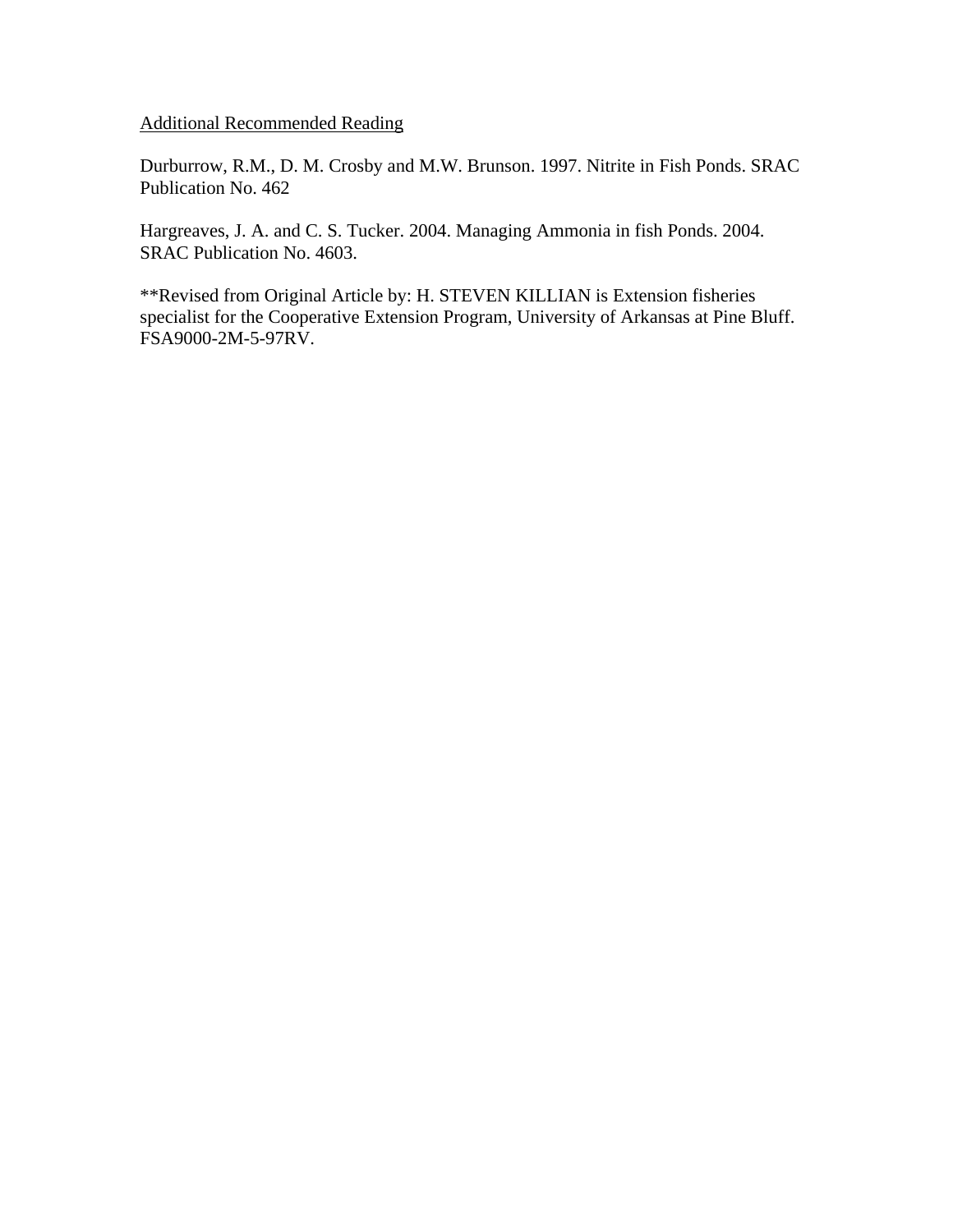Additional Recommended Reading

Durburrow, R.M., D. M. Crosby and M.W. Brunson. 1997. Nitrite in Fish Ponds. SRAC Publication No. 462

Hargreaves, J. A. and C. S. Tucker. 2004. Managing Ammonia in fish Ponds. 2004. SRAC Publication No. 4603.

**Revised from Original Article by: H. STEVEN KILLIAN is Extension fisheries specialist for the Cooperative Extension Program, University of Arkansas at Pine Bluff. FSA9000-2M-5-97RV.